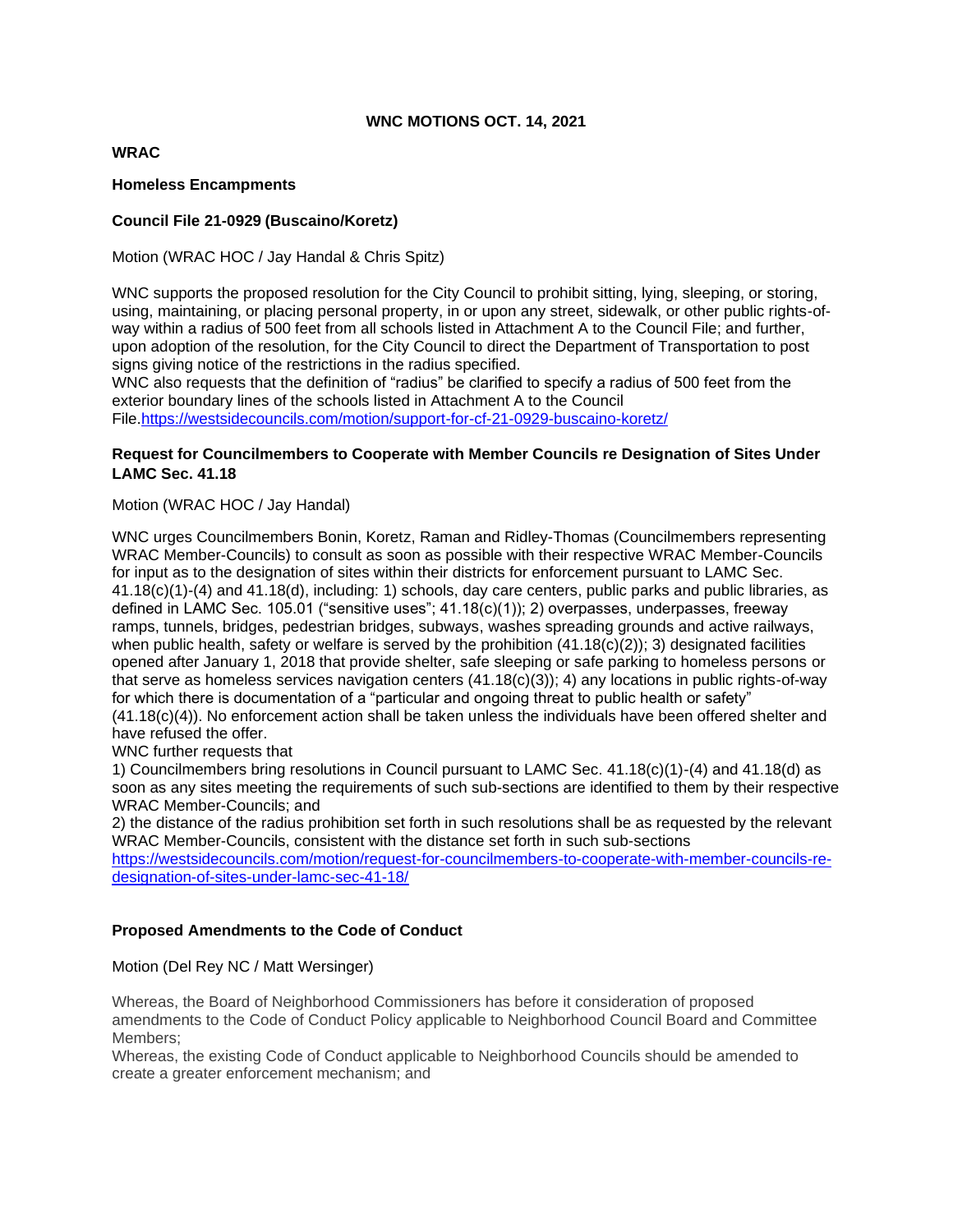**WNC MOTIONS OCT. 14, 2021**

**WRAC**

**Homeless Encampments**

**Council File 21-0929 (Buscaino/Koretz)**

Motion (WRAC HOC / Jay Handal & Chris Spitz)

WNC supports the proposed resolution for the City Council to prohibit sitting, lying, sleeping, or storing, using, maintaining, or placing personal property, in or upon any street, sidewalk, or other public rights-of-way within a radius of 500 feet from all schools listed in Attachment A to the Council File; and further, upon adoption of the resolution, for the City Council to direct the Department of Transportation to post signs giving notice of the restrictions in the radius specified.
WNC also requests that the definition of "radius" be clarified to specify a radius of 500 feet from the exterior boundary lines of the schools listed in Attachment A to the Council File.https://westsidecouncils.com/motion/support-for-cf-21-0929-buscaino-koretz/

**Request for Councilmembers to Cooperate with Member Councils re Designation of Sites Under LAMC Sec. 41.18**

Motion (WRAC HOC / Jay Handal)

WNC urges Councilmembers Bonin, Koretz, Raman and Ridley-Thomas (Councilmembers representing WRAC Member-Councils) to consult as soon as possible with their respective WRAC Member-Councils for input as to the designation of sites within their districts for enforcement pursuant to LAMC Sec. 41.18(c)(1)-(4) and 41.18(d), including: 1) schools, day care centers, public parks and public libraries, as defined in LAMC Sec. 105.01 ("sensitive uses"; 41.18(c)(1)); 2) overpasses, underpasses, freeway ramps, tunnels, bridges, pedestrian bridges, subways, washes spreading grounds and active railways, when public health, safety or welfare is served by the prohibition (41.18(c)(2)); 3) designated facilities opened after January 1, 2018 that provide shelter, safe sleeping or safe parking to homeless persons or that serve as homeless services navigation centers (41.18(c)(3)); 4) any locations in public rights-of-way for which there is documentation of a "particular and ongoing threat to public health or safety" (41.18(c)(4)). No enforcement action shall be taken unless the individuals have been offered shelter and have refused the offer.
WNC further requests that
1) Councilmembers bring resolutions in Council pursuant to LAMC Sec. 41.18(c)(1)-(4) and 41.18(d) as soon as any sites meeting the requirements of such sub-sections are identified to them by their respective WRAC Member-Councils; and
2) the distance of the radius prohibition set forth in such resolutions shall be as requested by the relevant WRAC Member-Councils, consistent with the distance set forth in such sub-sections https://westsidecouncils.com/motion/request-for-councilmembers-to-cooperate-with-member-councils-re-designation-of-sites-under-lamc-sec-41-18/

**Proposed Amendments to the Code of Conduct**

Motion (Del Rey NC / Matt Wersinger)

Whereas, the Board of Neighborhood Commissioners has before it consideration of proposed amendments to the Code of Conduct Policy applicable to Neighborhood Council Board and Committee Members;
Whereas, the existing Code of Conduct applicable to Neighborhood Councils should be amended to create a greater enforcement mechanism; and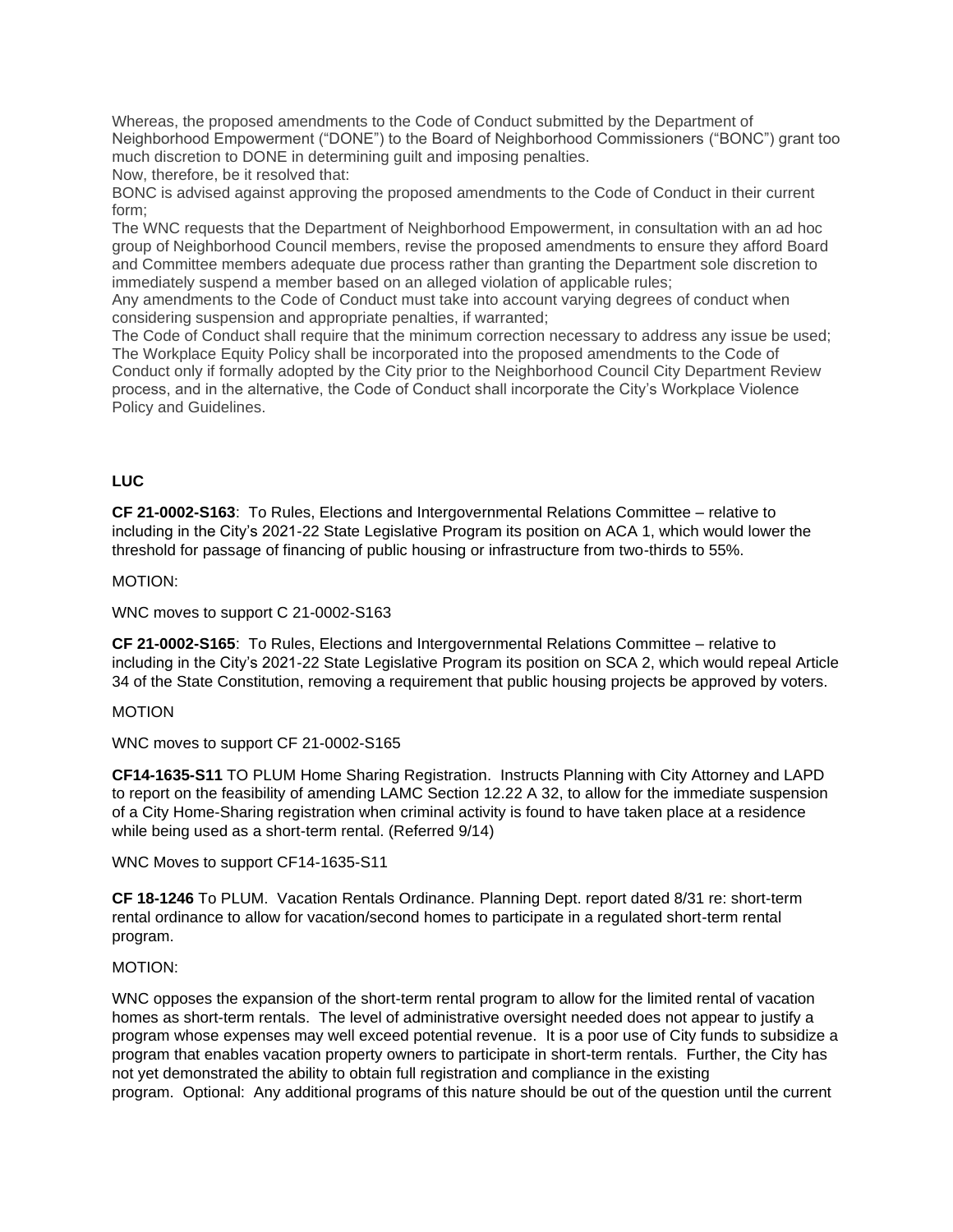Whereas, the proposed amendments to the Code of Conduct submitted by the Department of Neighborhood Empowerment ("DONE") to the Board of Neighborhood Commissioners ("BONC") grant too much discretion to DONE in determining guilt and imposing penalties.

Now, therefore, be it resolved that:

BONC is advised against approving the proposed amendments to the Code of Conduct in their current form;

The WNC requests that the Department of Neighborhood Empowerment, in consultation with an ad hoc group of Neighborhood Council members, revise the proposed amendments to ensure they afford Board and Committee members adequate due process rather than granting the Department sole discretion to immediately suspend a member based on an alleged violation of applicable rules;

Any amendments to the Code of Conduct must take into account varying degrees of conduct when considering suspension and appropriate penalties, if warranted;

The Code of Conduct shall require that the minimum correction necessary to address any issue be used;

The Workplace Equity Policy shall be incorporated into the proposed amendments to the Code of Conduct only if formally adopted by the City prior to the Neighborhood Council City Department Review process, and in the alternative, the Code of Conduct shall incorporate the City's Workplace Violence Policy and Guidelines.

**LUC**

**CF 21-0002-S163**: To Rules, Elections and Intergovernmental Relations Committee – relative to including in the City's 2021-22 State Legislative Program its position on ACA 1, which would lower the threshold for passage of financing of public housing or infrastructure from two-thirds to 55%.

MOTION:

WNC moves to support C 21-0002-S163

**CF 21-0002-S165**: To Rules, Elections and Intergovernmental Relations Committee – relative to including in the City's 2021-22 State Legislative Program its position on SCA 2, which would repeal Article 34 of the State Constitution, removing a requirement that public housing projects be approved by voters.

MOTION

WNC moves to support CF 21-0002-S165

**CF14-1635-S11** TO PLUM Home Sharing Registration. Instructs Planning with City Attorney and LAPD to report on the feasibility of amending LAMC Section 12.22 A 32, to allow for the immediate suspension of a City Home-Sharing registration when criminal activity is found to have taken place at a residence while being used as a short-term rental. (Referred 9/14)

WNC Moves to support CF14-1635-S11

**CF 18-1246** To PLUM. Vacation Rentals Ordinance. Planning Dept. report dated 8/31 re: short-term rental ordinance to allow for vacation/second homes to participate in a regulated short-term rental program.

MOTION:

WNC opposes the expansion of the short-term rental program to allow for the limited rental of vacation homes as short-term rentals. The level of administrative oversight needed does not appear to justify a program whose expenses may well exceed potential revenue. It is a poor use of City funds to subsidize a program that enables vacation property owners to participate in short-term rentals. Further, the City has not yet demonstrated the ability to obtain full registration and compliance in the existing program. Optional: Any additional programs of this nature should be out of the question until the current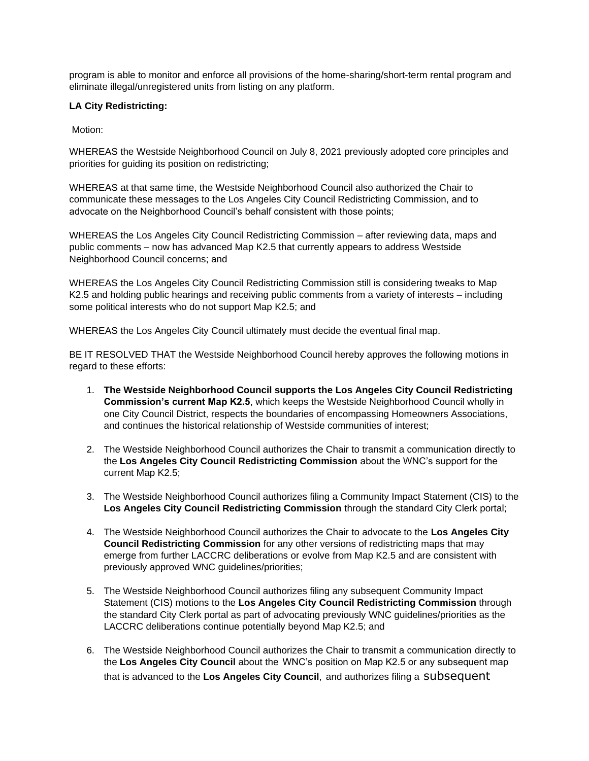program is able to monitor and enforce all provisions of the home-sharing/short-term rental program and eliminate illegal/unregistered units from listing on any platform.

**LA City Redistricting:**

Motion:

WHEREAS the Westside Neighborhood Council on July 8, 2021 previously adopted core principles and priorities for guiding its position on redistricting;

WHEREAS at that same time, the Westside Neighborhood Council also authorized the Chair to communicate these messages to the Los Angeles City Council Redistricting Commission, and to advocate on the Neighborhood Council's behalf consistent with those points;

WHEREAS the Los Angeles City Council Redistricting Commission – after reviewing data, maps and public comments – now has advanced Map K2.5 that currently appears to address Westside Neighborhood Council concerns; and

WHEREAS the Los Angeles City Council Redistricting Commission still is considering tweaks to Map K2.5 and holding public hearings and receiving public comments from a variety of interests – including some political interests who do not support Map K2.5; and

WHEREAS the Los Angeles City Council ultimately must decide the eventual final map.

BE IT RESOLVED THAT the Westside Neighborhood Council hereby approves the following motions in regard to these efforts:

1. **The Westside Neighborhood Council supports the Los Angeles City Council Redistricting Commission's current Map K2.5**, which keeps the Westside Neighborhood Council wholly in one City Council District, respects the boundaries of encompassing Homeowners Associations, and continues the historical relationship of Westside communities of interest;

2. The Westside Neighborhood Council authorizes the Chair to transmit a communication directly to the **Los Angeles City Council Redistricting Commission** about the WNC's support for the current Map K2.5;

3. The Westside Neighborhood Council authorizes filing a Community Impact Statement (CIS) to the **Los Angeles City Council Redistricting Commission** through the standard City Clerk portal;

4. The Westside Neighborhood Council authorizes the Chair to advocate to the **Los Angeles City Council Redistricting Commission** for any other versions of redistricting maps that may emerge from further LACCRC deliberations or evolve from Map K2.5 and are consistent with previously approved WNC guidelines/priorities;

5. The Westside Neighborhood Council authorizes filing any subsequent Community Impact Statement (CIS) motions to the **Los Angeles City Council Redistricting Commission** through the standard City Clerk portal as part of advocating previously WNC guidelines/priorities as the LACCRC deliberations continue potentially beyond Map K2.5; and

6. The Westside Neighborhood Council authorizes the Chair to transmit a communication directly to the **Los Angeles City Council** about the WNC's position on Map K2.5 or any subsequent map that is advanced to the **Los Angeles City Council**, and authorizes filing a subsequent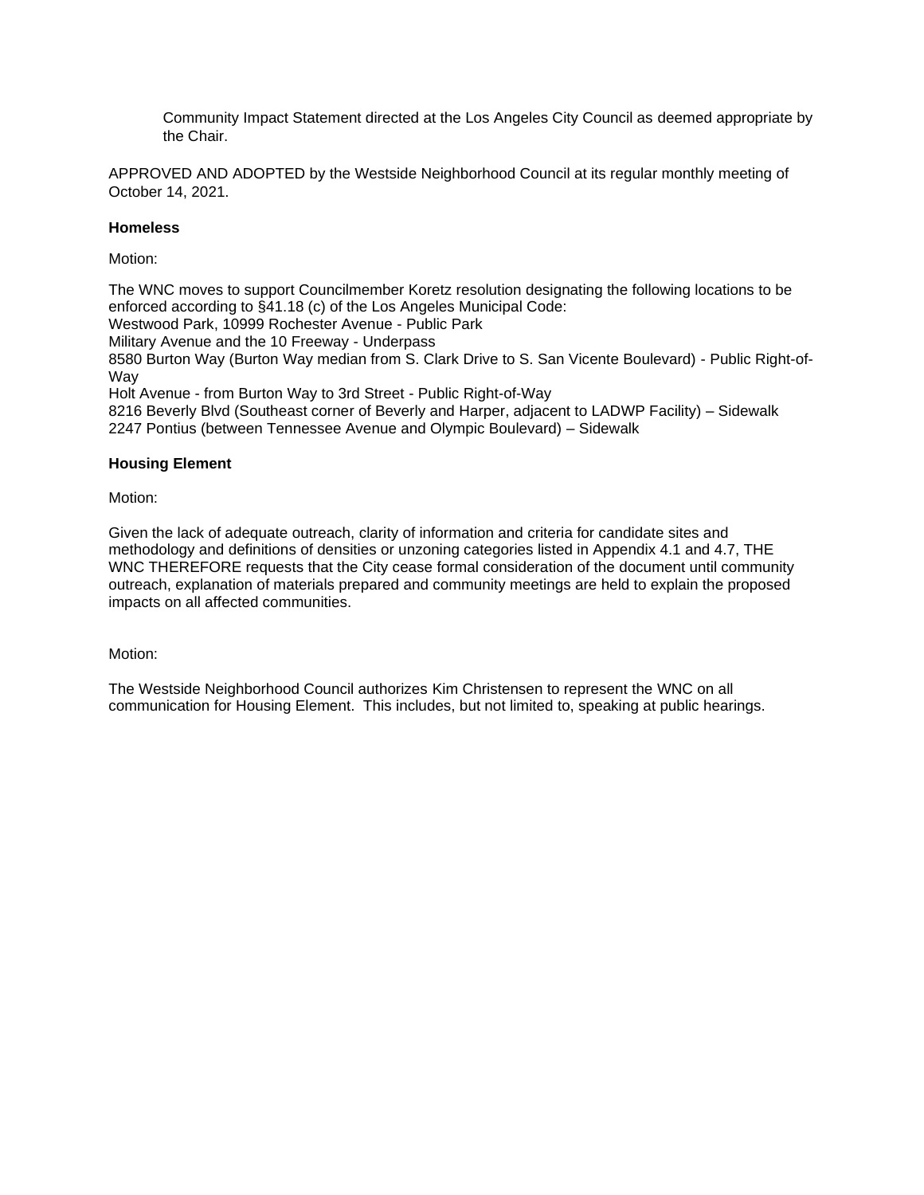Community Impact Statement directed at the Los Angeles City Council as deemed appropriate by the Chair.

APPROVED AND ADOPTED by the Westside Neighborhood Council at its regular monthly meeting of October 14, 2021.

**Homeless**

Motion:

The WNC moves to support Councilmember Koretz resolution designating the following locations to be enforced according to §41.18 (c) of the Los Angeles Municipal Code:
Westwood Park, 10999 Rochester Avenue - Public Park
Military Avenue and the 10 Freeway - Underpass
8580 Burton Way (Burton Way median from S. Clark Drive to S. San Vicente Boulevard) - Public Right-of-Way
Holt Avenue - from Burton Way to 3rd Street - Public Right-of-Way
8216 Beverly Blvd (Southeast corner of Beverly and Harper, adjacent to LADWP Facility) – Sidewalk
2247 Pontius (between Tennessee Avenue and Olympic Boulevard) – Sidewalk

**Housing Element**

Motion:

Given the lack of adequate outreach, clarity of information and criteria for candidate sites and methodology and definitions of densities or unzoning categories listed in Appendix 4.1 and 4.7, THE WNC THEREFORE requests that the City cease formal consideration of the document until community outreach, explanation of materials prepared and community meetings are held to explain the proposed impacts on all affected communities.

Motion:

The Westside Neighborhood Council authorizes Kim Christensen to represent the WNC on all communication for Housing Element. This includes, but not limited to, speaking at public hearings.